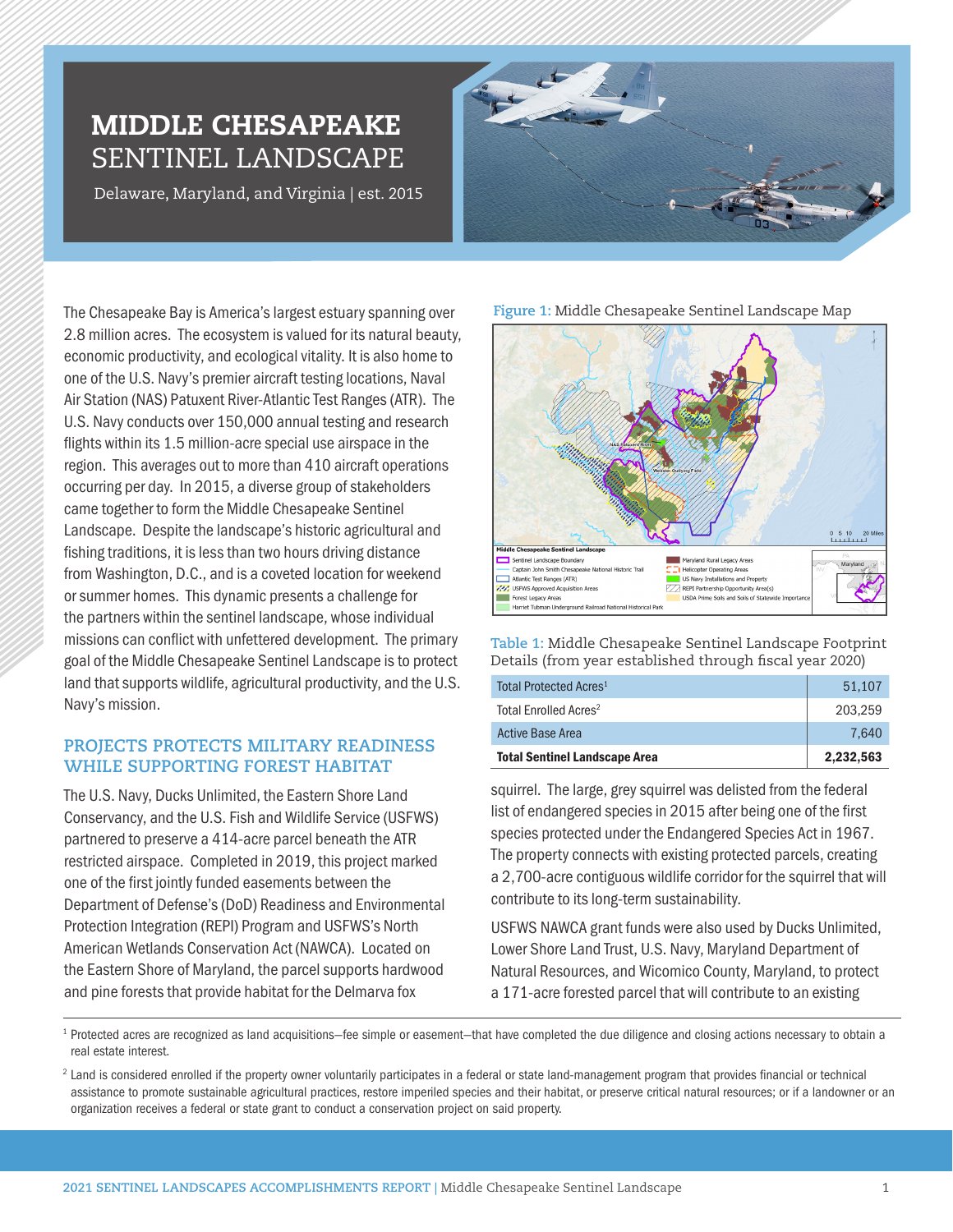# MIDDLE CHESAPEAKE SENTINEL LANDSCAPE

Delaware, Maryland, and Virginia | est. 2015

The Chesapeake Bay is America's largest estuary spanning over 2.8 million acres. The ecosystem is valued for its natural beauty, economic productivity, and ecological vitality. It is also home to one of the U.S. Navy's premier aircraft testing locations, Naval Air Station (NAS) Patuxent River-Atlantic Test Ranges (ATR). The U.S. Navy conducts over 150,000 annual testing and research flights within its 1.5 million-acre special use airspace in the region. This averages out to more than 410 aircraft operations occurring per day. In 2015, a diverse group of stakeholders came together to form the Middle Chesapeake Sentinel Landscape. Despite the landscape's historic agricultural and fishing traditions, it is less than two hours driving distance from Washington, D.C., and is a coveted location for weekend or summer homes. This dynamic presents a challenge for the partners within the sentinel landscape, whose individual missions can conflict with unfettered development. The primary goal of the Middle Chesapeake Sentinel Landscape is to protect land that supports wildlife, agricultural productivity, and the U.S. Navy's mission.

**Figure 1:** Middle Chesapeake Sentinel Landscape Map

**Table 1:** Middle Chesapeake Sentinel Landscape Footprint Details (from year established through fiscal year 2020)

| | |
|---|---|
| Total Protected Acres[1] | 51,107 |
| Total Enrolled Acres[2] | 203,259 |
| Active Base Area | 7,640 |
| **Total Sentinel Landscape Area** | **2,232,563** |

## PROJECTS PROTECTS MILITARY READINESS WHILE SUPPORTING FOREST HABITAT

The U.S. Navy, Ducks Unlimited, the Eastern Shore Land Conservancy, and the U.S. Fish and Wildlife Service (USFWS) partnered to preserve a 414-acre parcel beneath the ATR restricted airspace. Completed in 2019, this project marked one of the first jointly funded easements between the Department of Defense's (DoD) Readiness and Environmental Protection Integration (REPI) Program and USFWS's North American Wetlands Conservation Act (NAWCA). Located on the Eastern Shore of Maryland, the parcel supports hardwood and pine forests that provide habitat for the Delmarva fox squirrel. The large, grey squirrel was delisted from the federal list of endangered species in 2015 after being one of the first species protected under the Endangered Species Act in 1967. The property connects with existing protected parcels, creating a 2,700-acre contiguous wildlife corridor for the squirrel that will contribute to its long-term sustainability.

USFWS NAWCA grant funds were also used by Ducks Unlimited, Lower Shore Land Trust, U.S. Navy, Maryland Department of Natural Resources, and Wicomico County, Maryland, to protect a 171-acre forested parcel that will contribute to an existing

[1] Protected acres are recognized as land acquisitions—fee simple or easement—that have completed the due diligence and closing actions necessary to obtain a real estate interest.

[2] Land is considered enrolled if the property owner voluntarily participates in a federal or state land-management program that provides financial or technical assistance to promote sustainable agricultural practices, restore imperiled species and their habitat, or preserve critical natural resources; or if a landowner or an organization receives a federal or state grant to conduct a conservation project on said property.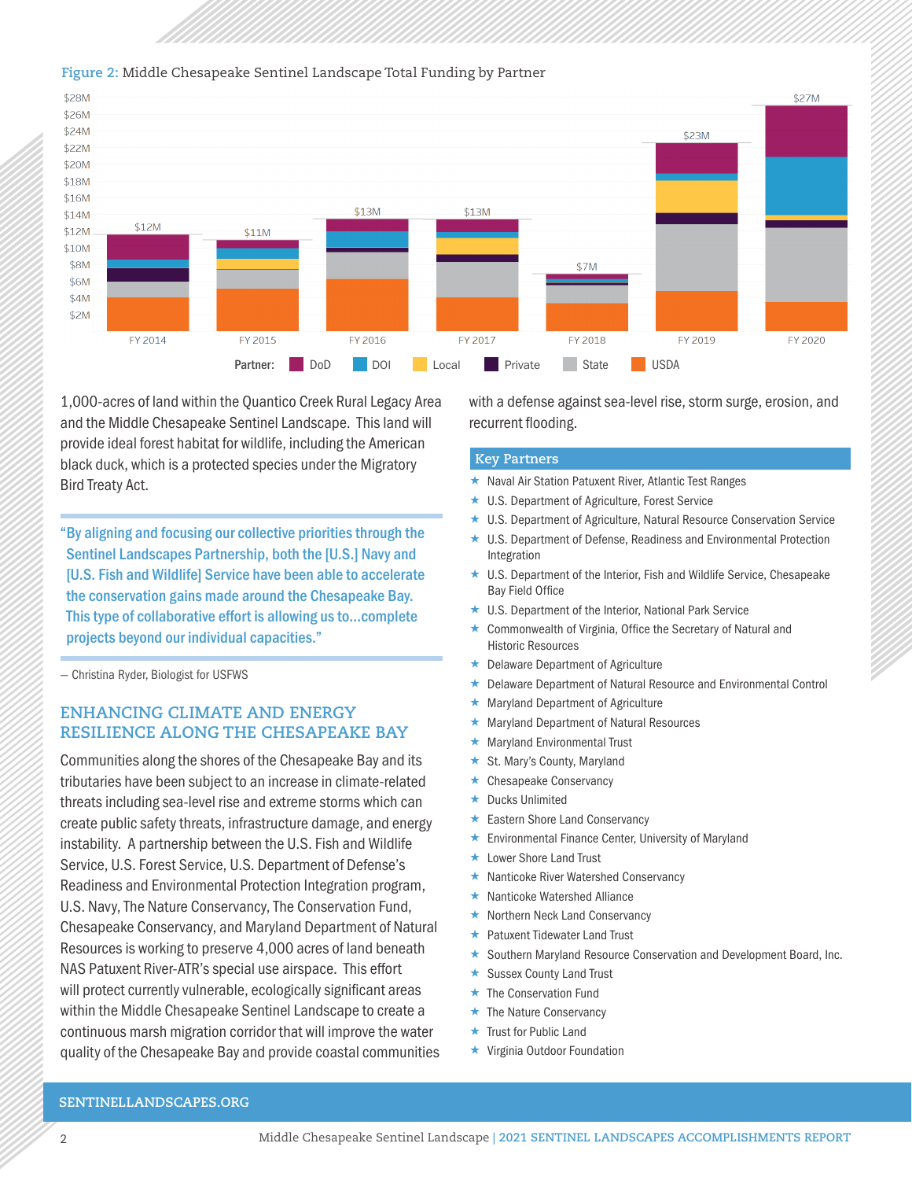**Figure 2:** Middle Chesapeake Sentinel Landscape Total Funding by Partner

$28M
$26M
$24M
$22M
$20M
$18M
$16M
$14M
$12M
$10M
$8M
$6M
$4M
$2M

$12M
$11M
$13M
$13M
$7M
$23M
$27M

FY 2014
FY 2015
FY 2016
FY 2017
FY 2018
FY 2019
FY 2020

Partner: DoD DOI Local Private State USDA

1,000-acres of land within the Quantico Creek Rural Legacy Area and the Middle Chesapeake Sentinel Landscape. This land will provide ideal forest habitat for wildlife, including the American black duck, which is a protected species under the Migratory Bird Treaty Act.

> "By aligning and focusing our collective priorities through the Sentinel Landscapes Partnership, both the [U.S.] Navy and [U.S. Fish and Wildlife] Service have been able to accelerate the conservation gains made around the Chesapeake Bay. This type of collaborative effort is allowing us to...complete projects beyond our individual capacities."

— Christina Ryder, Biologist for USFWS

## ENHANCING CLIMATE AND ENERGY RESILIENCE ALONG THE CHESAPEAKE BAY

Communities along the shores of the Chesapeake Bay and its tributaries have been subject to an increase in climate-related threats including sea-level rise and extreme storms which can create public safety threats, infrastructure damage, and energy instability. A partnership between the U.S. Fish and Wildlife Service, U.S. Forest Service, U.S. Department of Defense's Readiness and Environmental Protection Integration program, U.S. Navy, The Nature Conservancy, The Conservation Fund, Chesapeake Conservancy, and Maryland Department of Natural Resources is working to preserve 4,000 acres of land beneath NAS Patuxent River-ATR's special use airspace. This effort will protect currently vulnerable, ecologically significant areas within the Middle Chesapeake Sentinel Landscape to create a continuous marsh migration corridor that will improve the water quality of the Chesapeake Bay and provide coastal communities with a defense against sea-level rise, storm surge, erosion, and recurrent flooding.

### Key Partners

- Naval Air Station Patuxent River, Atlantic Test Ranges
- U.S. Department of Agriculture, Forest Service
- U.S. Department of Agriculture, Natural Resource Conservation Service
- U.S. Department of Defense, Readiness and Environmental Protection Integration
- U.S. Department of the Interior, Fish and Wildlife Service, Chesapeake Bay Field Office
- U.S. Department of the Interior, National Park Service
- Commonwealth of Virginia, Office the Secretary of Natural and Historic Resources
- Delaware Department of Agriculture
- Delaware Department of Natural Resource and Environmental Control
- Maryland Department of Agriculture
- Maryland Department of Natural Resources
- Maryland Environmental Trust
- St. Mary's County, Maryland
- Chesapeake Conservancy
- Ducks Unlimited
- Eastern Shore Land Conservancy
- Environmental Finance Center, University of Maryland
- Lower Shore Land Trust
- Nanticoke River Watershed Conservancy
- Nanticoke Watershed Alliance
- Northern Neck Land Conservancy
- Patuxent Tidewater Land Trust
- Southern Maryland Resource Conservation and Development Board, Inc.
- Sussex County Land Trust
- The Conservation Fund
- The Nature Conservancy
- Trust for Public Land
- Virginia Outdoor Foundation

SENTINELLANDSCAPES.ORG